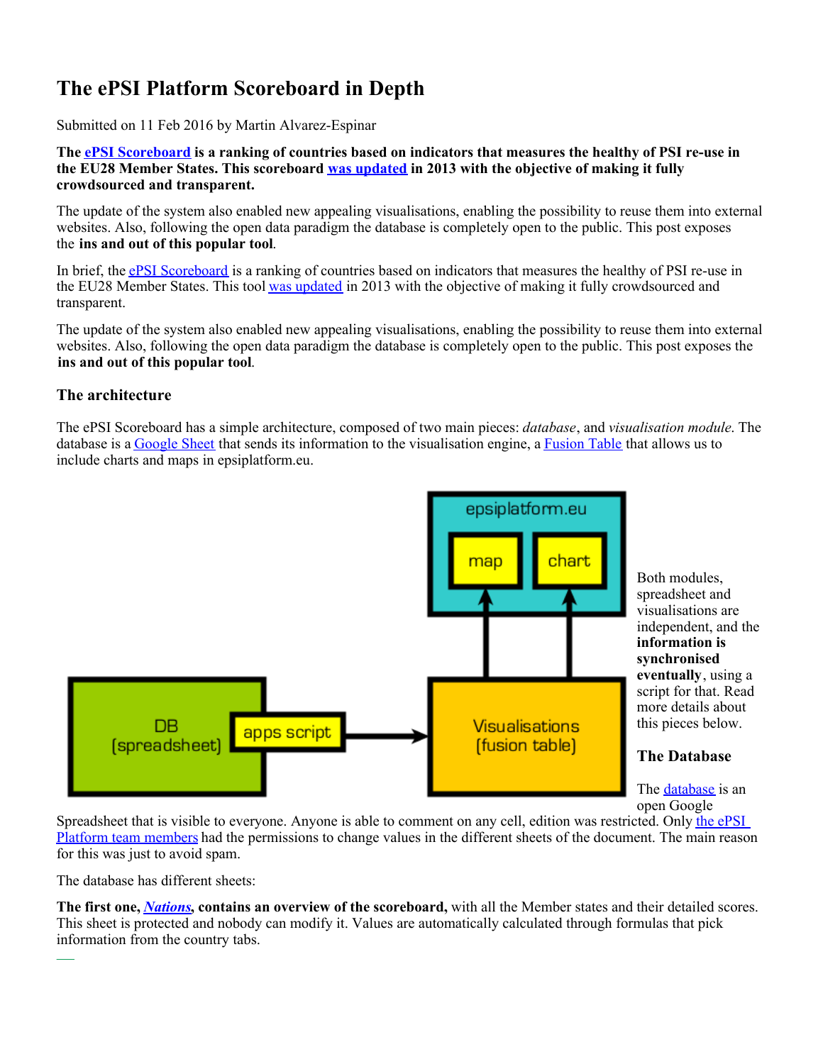# The ePSI Platform Scoreboard in Depth

Submitted on 11 Feb 2016 by Martin Alvarez-Espinar

**The ePSI Scoreboard is a ranking of countries based on indicators that measures the healthy of PSI re-use in the EU28 Member States. This scoreboard was updated in 2013 with the objective of making it fully crowdsourced and transparent.**

The update of the system also enabled new appealing visualisations, enabling the possibility to reuse them into external websites. Also, following the open data paradigm the database is completely open to the public. This post exposes the **ins and out of this popular tool**.

In brief, the ePSI Scoreboard is a ranking of countries based on indicators that measures the healthy of PSI re-use in the EU28 Member States. This tool was updated in 2013 with the objective of making it fully crowdsourced and transparent.

The update of the system also enabled new appealing visualisations, enabling the possibility to reuse them into external websites. Also, following the open data paradigm the database is completely open to the public. This post exposes the **ins and out of this popular tool**.

### The architecture

The ePSI Scoreboard has a simple architecture, composed of two main pieces: *database*, and *visualisation module*. The database is a Google Sheet that sends its information to the visualisation engine, a Fusion Table that allows us to include charts and maps in epsiplatform.eu.

Both modules, spreadsheet and visualisations are independent, and the **information is synchronised eventually**, using a script for that. Read more details about this pieces below.

### The Database

The database is an open Google Spreadsheet that is visible to everyone. Anyone is able to comment on any cell, edition was restricted. Only the ePSI Platform team members had the permissions to change values in the different sheets of the document. The main reason for this was just to avoid spam.

The database has different sheets:

**The first one, *Nations*, contains an overview of the scoreboard,** with all the Member states and their detailed scores. This sheet is protected and nobody can modify it. Values are automatically calculated through formulas that pick information from the country tabs.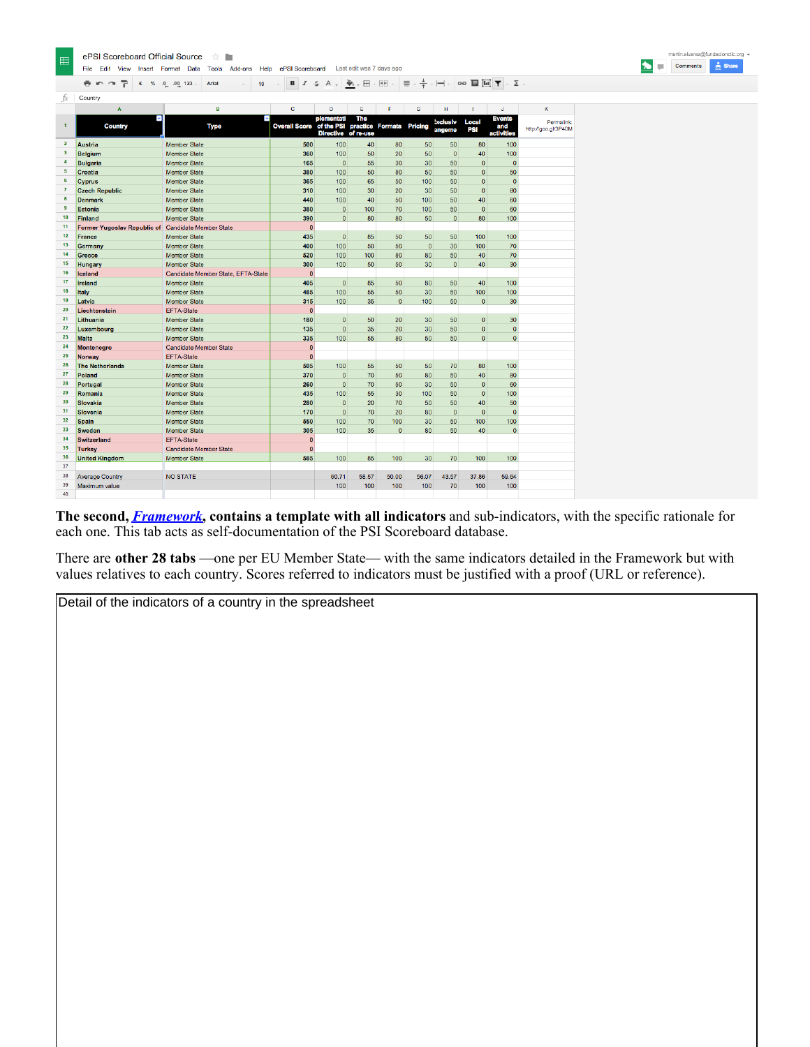| Country | Type | Overall Score | Implementation of the PSI Directive | The practice of re-use | Formats | Pricing | Exclusive arrangements | Local PSI | Events and activities | Permalink: http://goo.gl/3P40M |
|---|---|---|---|---|---|---|---|---|---|---|
| Austria | Member State | 500 | 100 | 40 | 80 | 50 | 50 | 80 | 100 | |
| Belgium | Member State | 360 | 100 | 50 | 20 | 50 | 0 | 40 | 100 | |
| Bulgaria | Member State | 165 | 0 | 55 | 30 | 30 | 50 | 0 | 0 | |
| Croatia | Member State | 380 | 100 | 50 | 80 | 50 | 50 | 0 | 50 | |
| Cyprus | Member State | 365 | 100 | 65 | 50 | 100 | 50 | 0 | 0 | |
| Czech Republic | Member State | 310 | 100 | 30 | 20 | 30 | 50 | 0 | 80 | |
| Denmark | Member State | 440 | 100 | 40 | 50 | 100 | 50 | 40 | 60 | |
| Estonia | Member State | 380 | 0 | 100 | 70 | 100 | 50 | 0 | 60 | |
| Finland | Member State | 390 | 0 | 80 | 80 | 50 | 0 | 80 | 100 | |
| Former Yugoslav Republic of | Candidate Member State | 0 | | | | | | | | |
| France | Member State | 435 | 0 | 85 | 50 | 50 | 50 | 100 | 100 | |
| Germany | Member State | 400 | 100 | 50 | 50 | 0 | 30 | 100 | 70 | |
| Greece | Member State | 520 | 100 | 100 | 80 | 80 | 50 | 40 | 70 | |
| Hungary | Member State | 300 | 100 | 50 | 50 | 30 | 0 | 40 | 30 | |
| Iceland | Candidate Member State, EFTA-State | 0 | | | | | | | | |
| Ireland | Member State | 405 | 0 | 85 | 50 | 80 | 50 | 40 | 100 | |
| Italy | Member State | 485 | 100 | 55 | 50 | 30 | 50 | 100 | 100 | |
| Latvia | Member State | 315 | 100 | 35 | 0 | 100 | 50 | 0 | 30 | |
| Liechtenstein | EFTA-State | 0 | | | | | | | | |
| Lithuania | Member State | 180 | 0 | 50 | 20 | 30 | 50 | 0 | 30 | |
| Luxembourg | Member State | 135 | 0 | 35 | 20 | 30 | 50 | 0 | 0 | |
| Malta | Member State | 335 | 100 | 55 | 80 | 50 | 50 | 0 | 0 | |
| Montenegro | Candidate Member State | 0 | | | | | | | | |
| Norway | EFTA-State | 0 | | | | | | | | |
| The Netherlands | Member State | 505 | 100 | 55 | 50 | 50 | 70 | 80 | 100 | |
| Poland | Member State | 370 | 0 | 70 | 50 | 80 | 50 | 40 | 80 | |
| Portugal | Member State | 260 | 0 | 70 | 50 | 30 | 50 | 0 | 60 | |
| Romania | Member State | 435 | 100 | 55 | 30 | 100 | 50 | 0 | 100 | |
| Slovakia | Member State | 280 | 0 | 20 | 70 | 50 | 50 | 40 | 50 | |
| Slovenia | Member State | 170 | 0 | 70 | 20 | 80 | 0 | 0 | 0 | |
| Spain | Member State | 550 | 100 | 70 | 100 | 30 | 50 | 100 | 100 | |
| Sweden | Member State | 305 | 100 | 35 | 0 | 80 | 50 | 40 | 0 | |
| Switzerland | EFTA-State | 0 | | | | | | | | |
| Turkey | Candidate Member State | 0 | | | | | | | | |
| United Kingdom | Member State | 585 | 100 | 85 | 100 | 30 | 70 | 100 | 100 | |
| | | | | | | | | | | |
| Average Country | NO STATE | | 60.71 | 58.57 | 50.00 | 56.07 | 43.57 | 37.86 | 59.64 | |
| Maximum value | | | 100 | 100 | 100 | 100 | 70 | 100 | 100 | |

**The second, *Framework*, contains a template with all indicators** and sub-indicators, with the specific rationale for each one. This tab acts as self-documentation of the PSI Scoreboard database.

There are **other 28 tabs** —one per EU Member State— with the same indicators detailed in the Framework but with values relatives to each country. Scores referred to indicators must be justified with a proof (URL or reference).

Detail of the indicators of a country in the spreadsheet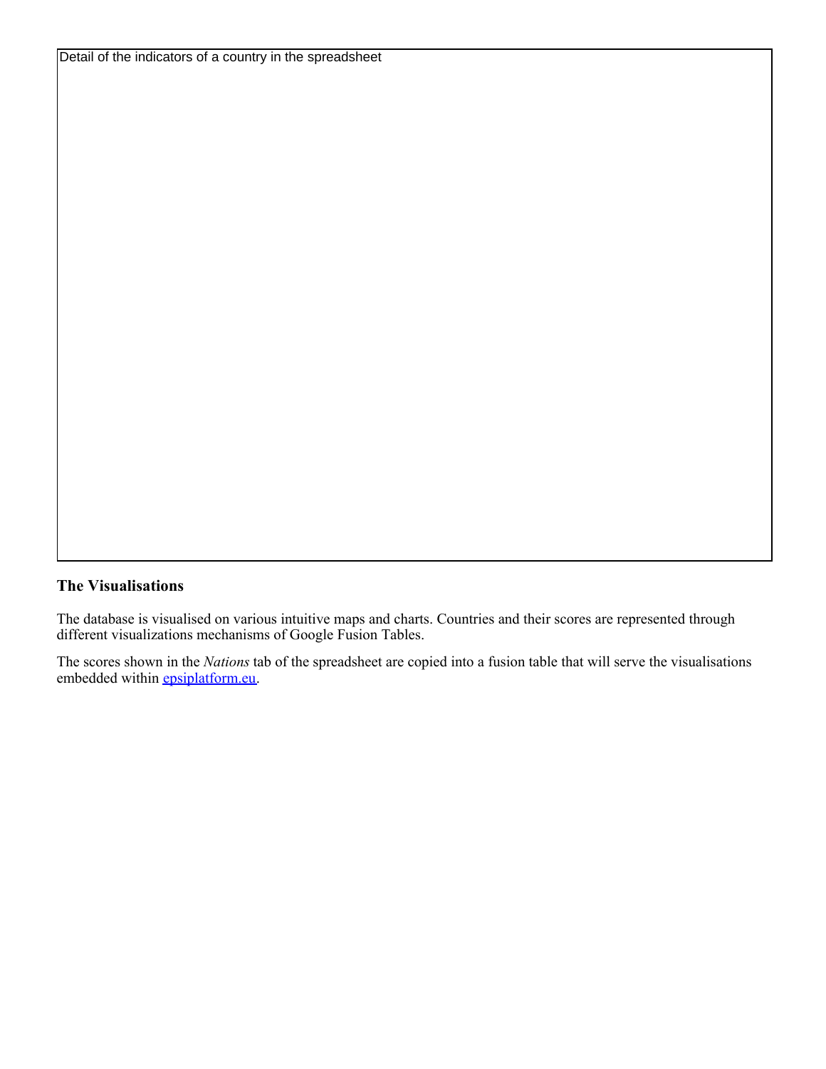Detail of the indicators of a country in the spreadsheet

## The Visualisations

The database is visualised on various intuitive maps and charts. Countries and their scores are represented through different visualizations mechanisms of Google Fusion Tables.

The scores shown in the *Nations* tab of the spreadsheet are copied into a fusion table that will serve the visualisations embedded within [epsiplatform.eu](epsiplatform.eu).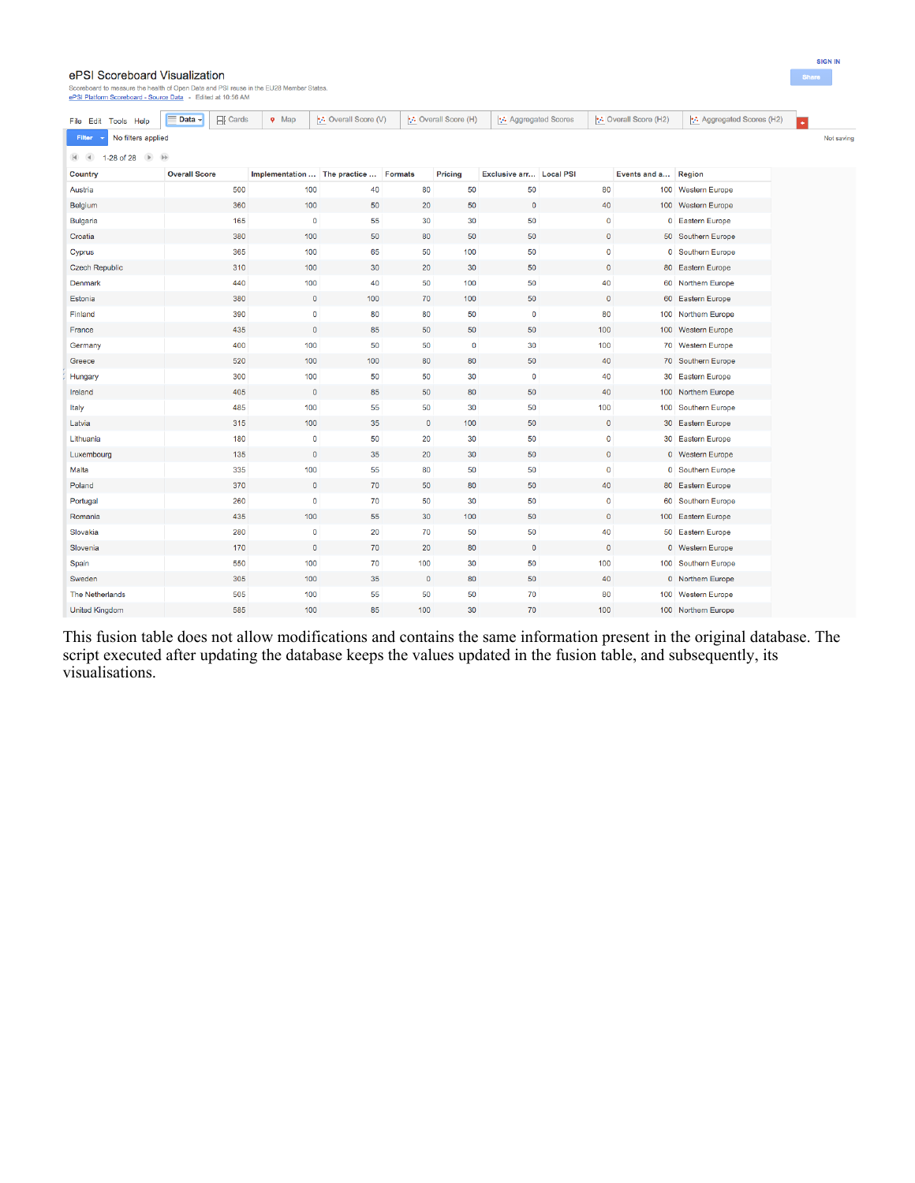ePSI Scoreboard Visualization

Scoreboard to measure the health of Open Data and PSI reuse in the EU28 Member States.

ePSI Platform Scoreboard - Source Data • Edited at 10:56 AM

File Edit Tools Help | Data | Cards | Map | Overall Score (V) | Overall Score (H) | Aggregated Scores | Overall Score (H2) | Aggregated Scores (H2)

Filter | No filters applied

1-28 of 28

| Country | Overall Score | Implementation ... | The practice ... | Formats | Pricing | Exclusive arr... | Local PSI | Events and a... | Region |
|---|---|---|---|---|---|---|---|---|---|
| Austria | 500 | 100 | 40 | 80 | 50 | 50 | 80 | 100 | Western Europe |
| Belgium | 360 | 100 | 50 | 20 | 50 | 0 | 40 | 100 | Western Europe |
| Bulgaria | 165 | 0 | 55 | 30 | 30 | 50 | 0 | 0 | Eastern Europe |
| Croatia | 380 | 100 | 50 | 80 | 50 | 50 | 0 | 50 | Southern Europe |
| Cyprus | 365 | 100 | 65 | 50 | 100 | 50 | 0 | 0 | Southern Europe |
| Czech Republic | 310 | 100 | 30 | 20 | 30 | 50 | 0 | 80 | Eastern Europe |
| Denmark | 440 | 100 | 40 | 50 | 100 | 50 | 40 | 60 | Northern Europe |
| Estonia | 380 | 0 | 100 | 70 | 100 | 50 | 0 | 60 | Eastern Europe |
| Finland | 390 | 0 | 80 | 80 | 50 | 0 | 80 | 100 | Northern Europe |
| France | 435 | 0 | 85 | 50 | 50 | 50 | 100 | 100 | Western Europe |
| Germany | 400 | 100 | 50 | 50 | 0 | 30 | 100 | 70 | Western Europe |
| Greece | 520 | 100 | 100 | 80 | 80 | 50 | 40 | 70 | Southern Europe |
| Hungary | 300 | 100 | 50 | 50 | 30 | 0 | 40 | 30 | Eastern Europe |
| Ireland | 405 | 0 | 85 | 50 | 80 | 50 | 40 | 100 | Northern Europe |
| Italy | 485 | 100 | 55 | 50 | 30 | 50 | 100 | 100 | Southern Europe |
| Latvia | 315 | 100 | 35 | 0 | 100 | 50 | 0 | 30 | Eastern Europe |
| Lithuania | 180 | 0 | 50 | 20 | 30 | 50 | 0 | 30 | Eastern Europe |
| Luxembourg | 135 | 0 | 35 | 20 | 30 | 50 | 0 | 0 | Western Europe |
| Malta | 335 | 100 | 55 | 80 | 50 | 50 | 0 | 0 | Southern Europe |
| Poland | 370 | 0 | 70 | 50 | 80 | 50 | 40 | 80 | Eastern Europe |
| Portugal | 260 | 0 | 70 | 50 | 30 | 50 | 0 | 60 | Southern Europe |
| Romania | 435 | 100 | 55 | 30 | 100 | 50 | 0 | 100 | Eastern Europe |
| Slovakia | 280 | 0 | 20 | 70 | 50 | 50 | 40 | 50 | Eastern Europe |
| Slovenia | 170 | 0 | 70 | 20 | 80 | 0 | 0 | 0 | Western Europe |
| Spain | 550 | 100 | 70 | 100 | 30 | 50 | 100 | 100 | Southern Europe |
| Sweden | 305 | 100 | 35 | 0 | 80 | 50 | 40 | 0 | Northern Europe |
| The Netherlands | 505 | 100 | 55 | 50 | 50 | 70 | 80 | 100 | Western Europe |
| United Kingdom | 585 | 100 | 85 | 100 | 30 | 70 | 100 | 100 | Northern Europe |

This fusion table does not allow modifications and contains the same information present in the original database. The script executed after updating the database keeps the values updated in the fusion table, and subsequently, its visualisations.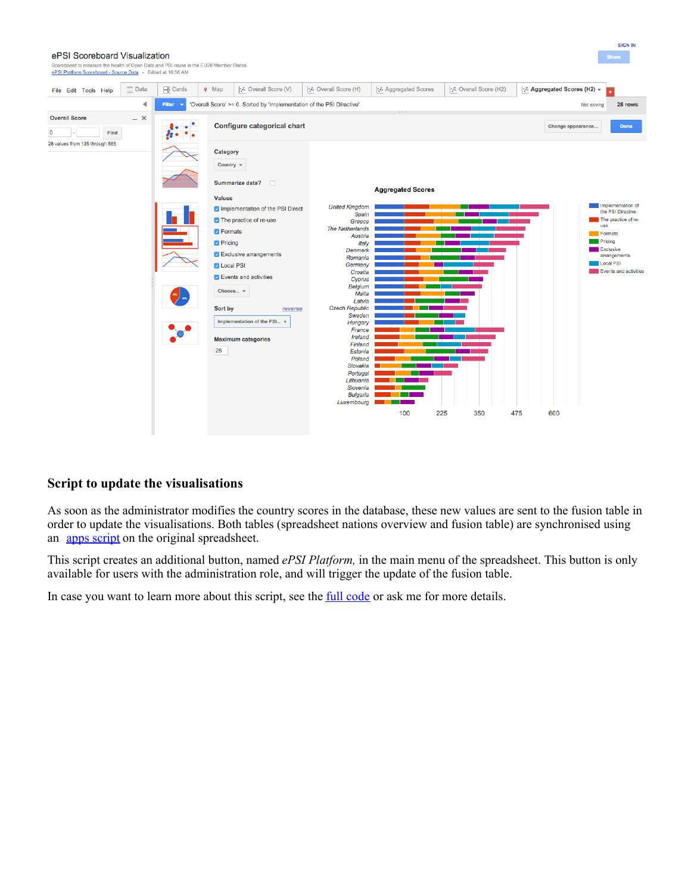ePSI Scoreboard Visualization

Scoreboard to measure the health of Open Data and PSI reuse in the EU28 Member States.

ePSI Platform Scoreboard - Source Data • Edited at 10:56 AM

SIGN IN

Share

File Edit Tools Help

Data | Cards | Map | Overall Score (V) | Overall Score (H) | Aggregated Scores | Overall Score (H2) | Aggregated Scores (H2)

Filter 'Overall Score' >= 0. Sorted by 'Implementation of the PSI Directive'

Not saving 28 rows

Overall Score

0 - Find

28 values from 135 through 585

Configure categorical chart

Change appearance... Done

Category

Country

Summarize data?

Values

Implementation of the PSI Direct

The practice of re-use

Formats

Pricing

Exclusive arrangements

Local PSI

Events and activities

Choose...

Sort by reverse

Implementation of the PSI...

Maximum categories

28

Aggregated Scores

United Kingdom
Spain
Greece
The Netherlands
Austria
Italy
Denmark
Romania
Germany
Croatia
Cyprus
Belgium
Malta
Latvia
Czech Republic
Sweden
Hungary
France
Ireland
Finland
Estonia
Poland
Slovakia
Portugal
Lithuania
Slovenia
Bulgaria
Luxembourg

100 225 350 475 600

Implementation of the PSI Directive

The practice of re-use

Formats

Pricing

Exclusive arrangements

Local PSI

Events and activities

## Script to update the visualisations

As soon as the administrator modifies the country scores in the database, these new values are sent to the fusion table in order to update the visualisations. Both tables (spreadsheet nations overview and fusion table) are synchronised using an apps script on the original spreadsheet.

This script creates an additional button, named *ePSI Platform,* in the main menu of the spreadsheet. This button is only available for users with the administration role, and will trigger the update of the fusion table.

In case you want to learn more about this script, see the full code or ask me for more details.